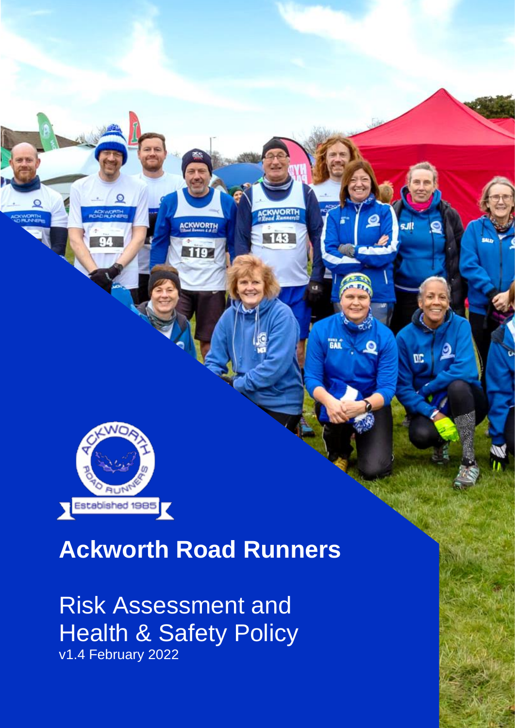# Ackworth Road Runners

## Risk Assessment and Health & Safety Policy

v1.4 February 2022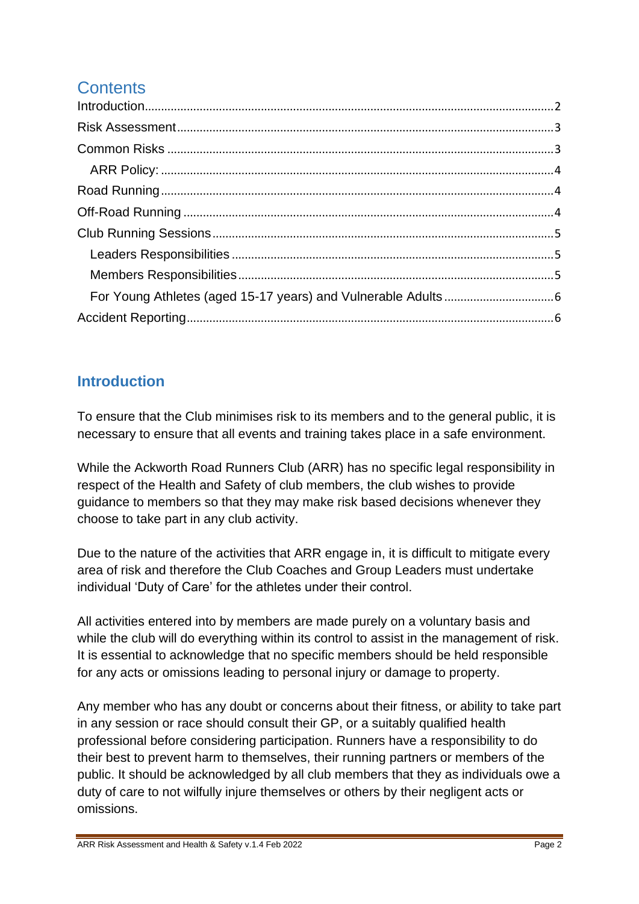## Contents

- Introduction ..... 2
- Risk Assessment ..... 3
- Common Risks ..... 3
  - ARR Policy: ..... 4
- Road Running ..... 4
- Off-Road Running ..... 4
- Club Running Sessions ..... 5
  - Leaders Responsibilities ..... 5
  - Members Responsibilities ..... 5
  - For Young Athletes (aged 15-17 years) and Vulnerable Adults ..... 6
- Accident Reporting ..... 6

## Introduction

To ensure that the Club minimises risk to its members and to the general public, it is necessary to ensure that all events and training takes place in a safe environment.

While the Ackworth Road Runners Club (ARR) has no specific legal responsibility in respect of the Health and Safety of club members, the club wishes to provide guidance to members so that they may make risk based decisions whenever they choose to take part in any club activity.

Due to the nature of the activities that ARR engage in, it is difficult to mitigate every area of risk and therefore the Club Coaches and Group Leaders must undertake individual 'Duty of Care' for the athletes under their control.

All activities entered into by members are made purely on a voluntary basis and while the club will do everything within its control to assist in the management of risk. It is essential to acknowledge that no specific members should be held responsible for any acts or omissions leading to personal injury or damage to property.

Any member who has any doubt or concerns about their fitness, or ability to take part in any session or race should consult their GP, or a suitably qualified health professional before considering participation. Runners have a responsibility to do their best to prevent harm to themselves, their running partners or members of the public. It should be acknowledged by all club members that they as individuals owe a duty of care to not wilfully injure themselves or others by their negligent acts or omissions.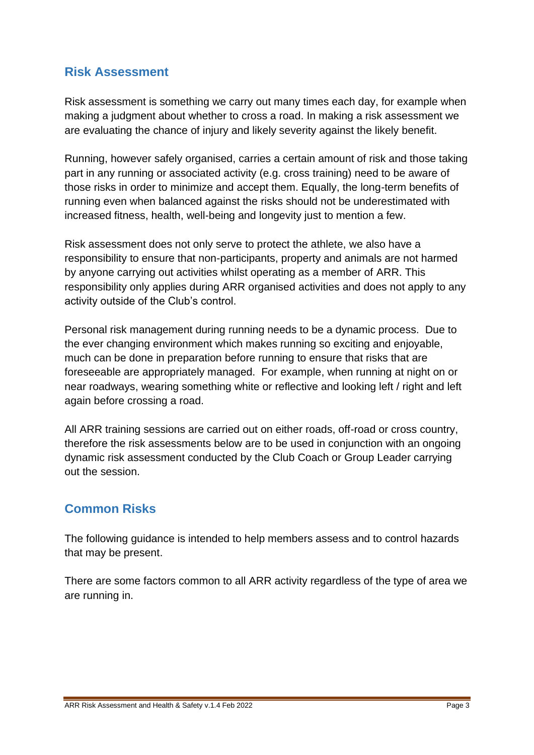## Risk Assessment

Risk assessment is something we carry out many times each day, for example when making a judgment about whether to cross a road. In making a risk assessment we are evaluating the chance of injury and likely severity against the likely benefit.

Running, however safely organised, carries a certain amount of risk and those taking part in any running or associated activity (e.g. cross training) need to be aware of those risks in order to minimize and accept them. Equally, the long-term benefits of running even when balanced against the risks should not be underestimated with increased fitness, health, well-being and longevity just to mention a few.

Risk assessment does not only serve to protect the athlete, we also have a responsibility to ensure that non-participants, property and animals are not harmed by anyone carrying out activities whilst operating as a member of ARR. This responsibility only applies during ARR organised activities and does not apply to any activity outside of the Club's control.

Personal risk management during running needs to be a dynamic process. Due to the ever changing environment which makes running so exciting and enjoyable, much can be done in preparation before running to ensure that risks that are foreseeable are appropriately managed. For example, when running at night on or near roadways, wearing something white or reflective and looking left / right and left again before crossing a road.

All ARR training sessions are carried out on either roads, off-road or cross country, therefore the risk assessments below are to be used in conjunction with an ongoing dynamic risk assessment conducted by the Club Coach or Group Leader carrying out the session.

## Common Risks

The following guidance is intended to help members assess and to control hazards that may be present.

There are some factors common to all ARR activity regardless of the type of area we are running in.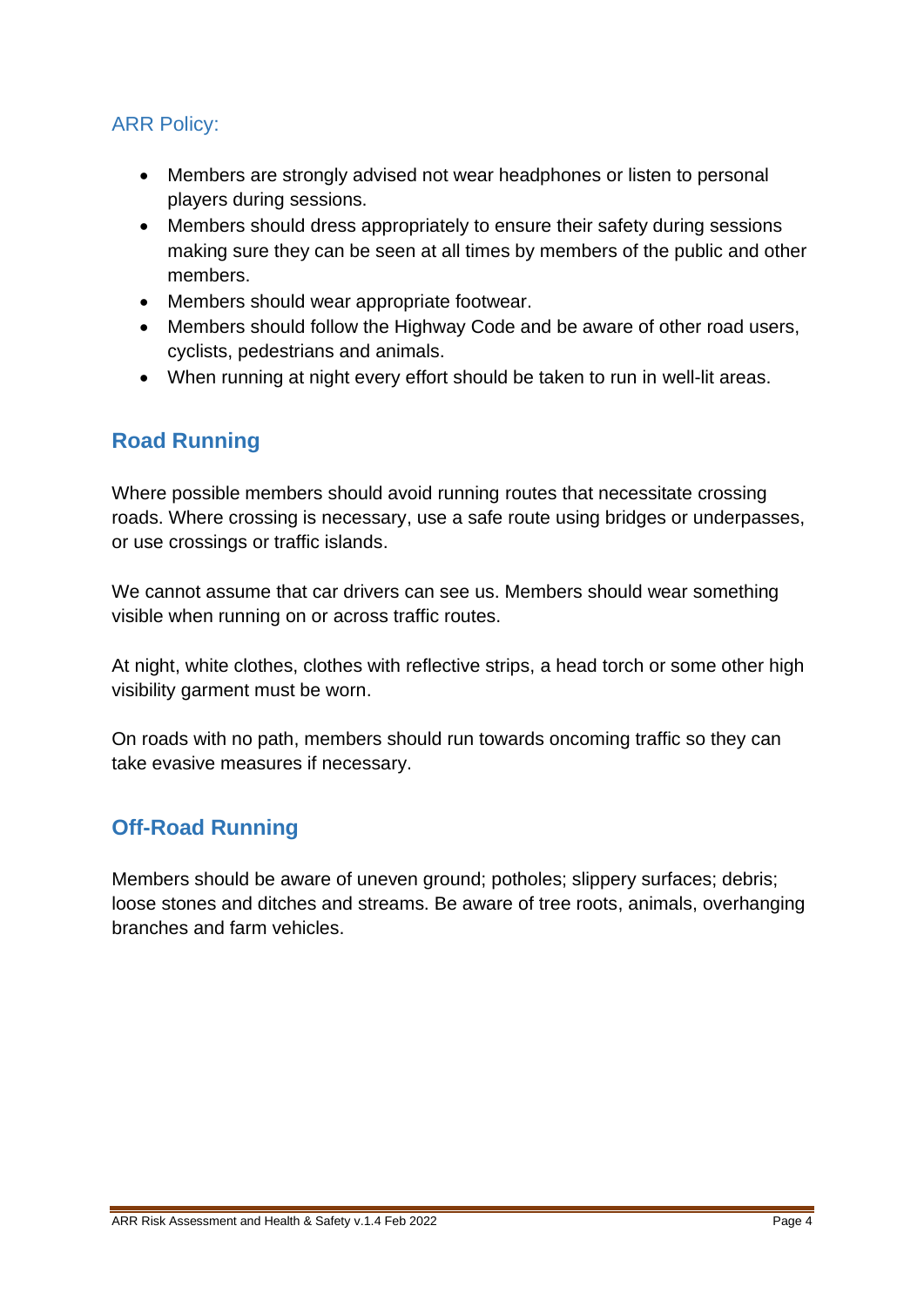### ARR Policy:

- Members are strongly advised not wear headphones or listen to personal players during sessions.
- Members should dress appropriately to ensure their safety during sessions making sure they can be seen at all times by members of the public and other members.
- Members should wear appropriate footwear.
- Members should follow the Highway Code and be aware of other road users, cyclists, pedestrians and animals.
- When running at night every effort should be taken to run in well-lit areas.

## Road Running

Where possible members should avoid running routes that necessitate crossing roads. Where crossing is necessary, use a safe route using bridges or underpasses, or use crossings or traffic islands.

We cannot assume that car drivers can see us. Members should wear something visible when running on or across traffic routes.

At night, white clothes, clothes with reflective strips, a head torch or some other high visibility garment must be worn.

On roads with no path, members should run towards oncoming traffic so they can take evasive measures if necessary.

## Off-Road Running

Members should be aware of uneven ground; potholes; slippery surfaces; debris; loose stones and ditches and streams. Be aware of tree roots, animals, overhanging branches and farm vehicles.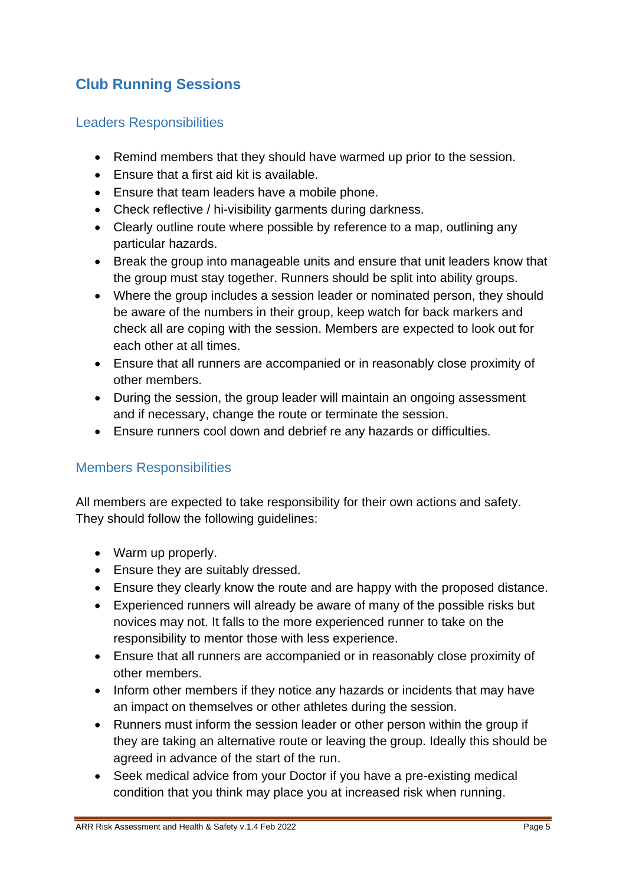## Club Running Sessions

### Leaders Responsibilities

- Remind members that they should have warmed up prior to the session.
- Ensure that a first aid kit is available.
- Ensure that team leaders have a mobile phone.
- Check reflective / hi-visibility garments during darkness.
- Clearly outline route where possible by reference to a map, outlining any particular hazards.
- Break the group into manageable units and ensure that unit leaders know that the group must stay together. Runners should be split into ability groups.
- Where the group includes a session leader or nominated person, they should be aware of the numbers in their group, keep watch for back markers and check all are coping with the session. Members are expected to look out for each other at all times.
- Ensure that all runners are accompanied or in reasonably close proximity of other members.
- During the session, the group leader will maintain an ongoing assessment and if necessary, change the route or terminate the session.
- Ensure runners cool down and debrief re any hazards or difficulties.

### Members Responsibilities

All members are expected to take responsibility for their own actions and safety. They should follow the following guidelines:

- Warm up properly.
- Ensure they are suitably dressed.
- Ensure they clearly know the route and are happy with the proposed distance.
- Experienced runners will already be aware of many of the possible risks but novices may not. It falls to the more experienced runner to take on the responsibility to mentor those with less experience.
- Ensure that all runners are accompanied or in reasonably close proximity of other members.
- Inform other members if they notice any hazards or incidents that may have an impact on themselves or other athletes during the session.
- Runners must inform the session leader or other person within the group if they are taking an alternative route or leaving the group. Ideally this should be agreed in advance of the start of the run.
- Seek medical advice from your Doctor if you have a pre-existing medical condition that you think may place you at increased risk when running.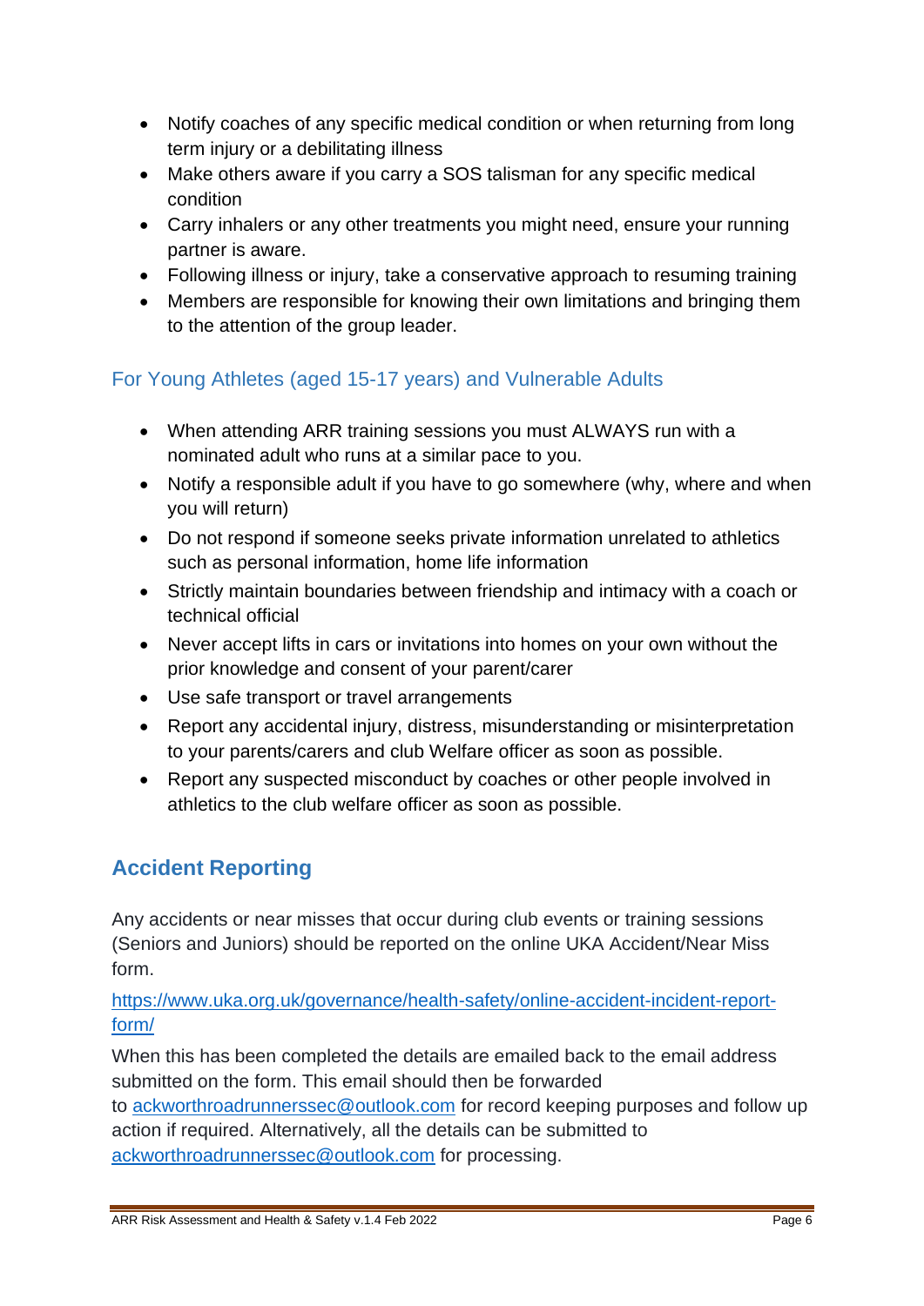- Notify coaches of any specific medical condition or when returning from long term injury or a debilitating illness
- Make others aware if you carry a SOS talisman for any specific medical condition
- Carry inhalers or any other treatments you might need, ensure your running partner is aware.
- Following illness or injury, take a conservative approach to resuming training
- Members are responsible for knowing their own limitations and bringing them to the attention of the group leader.

### For Young Athletes (aged 15-17 years) and Vulnerable Adults

- When attending ARR training sessions you must ALWAYS run with a nominated adult who runs at a similar pace to you.
- Notify a responsible adult if you have to go somewhere (why, where and when you will return)
- Do not respond if someone seeks private information unrelated to athletics such as personal information, home life information
- Strictly maintain boundaries between friendship and intimacy with a coach or technical official
- Never accept lifts in cars or invitations into homes on your own without the prior knowledge and consent of your parent/carer
- Use safe transport or travel arrangements
- Report any accidental injury, distress, misunderstanding or misinterpretation to your parents/carers and club Welfare officer as soon as possible.
- Report any suspected misconduct by coaches or other people involved in athletics to the club welfare officer as soon as possible.

## Accident Reporting

Any accidents or near misses that occur during club events or training sessions (Seniors and Juniors) should be reported on the online UKA Accident/Near Miss form.

https://www.uka.org.uk/governance/health-safety/online-accident-incident-report-form/

When this has been completed the details are emailed back to the email address submitted on the form. This email should then be forwarded to ackworthroadrunnerssec@outlook.com for record keeping purposes and follow up action if required. Alternatively, all the details can be submitted to ackworthroadrunnerssec@outlook.com for processing.